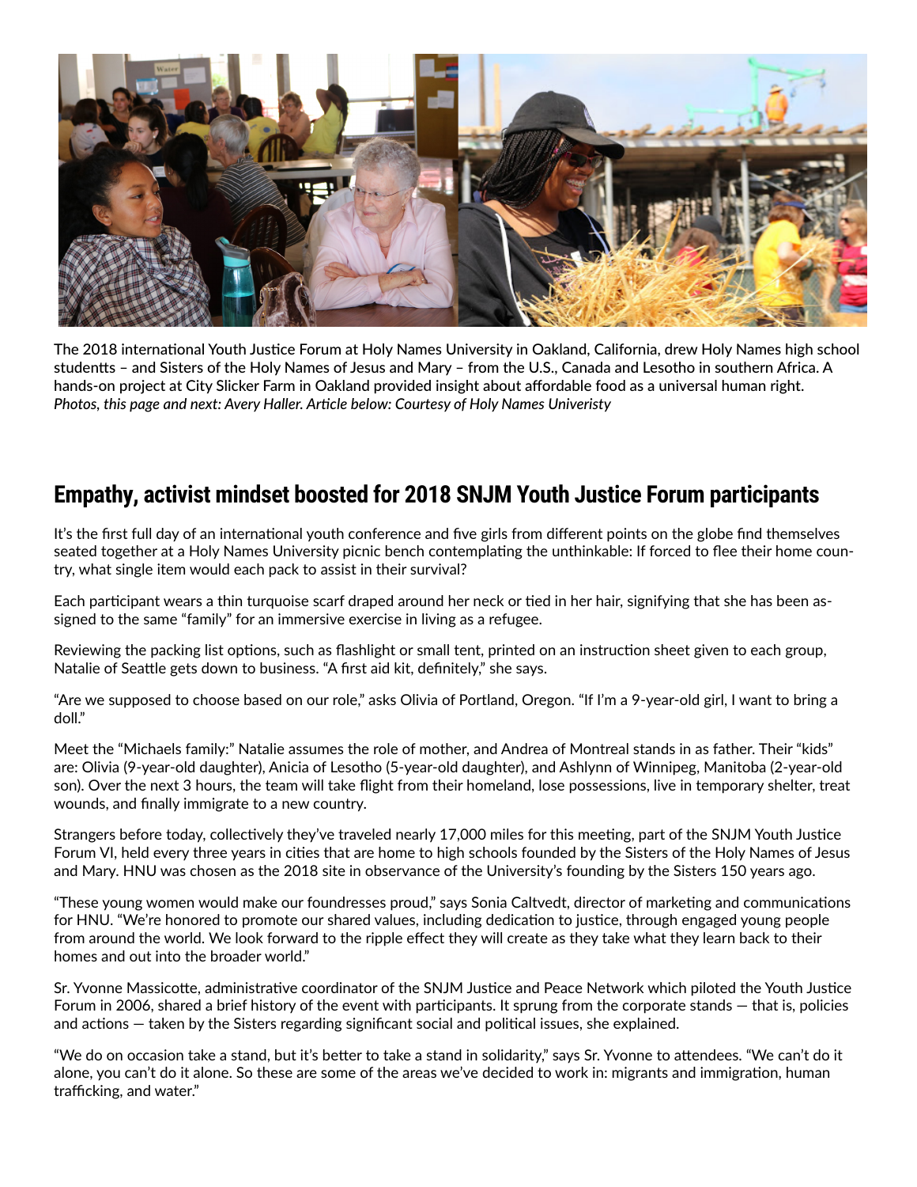The 2018 international Youth Justice Forum at Holy Names University in Oakland, California, drew Holy Names high school studentts – and Sisters of the Holy Names of Jesus and Mary – from the U.S., Canada and Lesotho in southern Africa. A hands-on project at City Slicker Farm in Oakland provided insight about affordable food as a universal human right. *Photos, this page and next: Avery Haller. Article below: Courtesy of Holy Names Univeristy*

## Empathy, activist mindset boosted for 2018 SNJM Youth Justice Forum participants

It's the first full day of an international youth conference and five girls from different points on the globe find themselves seated together at a Holy Names University picnic bench contemplating the unthinkable: If forced to flee their home country, what single item would each pack to assist in their survival?

Each participant wears a thin turquoise scarf draped around her neck or tied in her hair, signifying that she has been assigned to the same "family" for an immersive exercise in living as a refugee.

Reviewing the packing list options, such as flashlight or small tent, printed on an instruction sheet given to each group, Natalie of Seattle gets down to business. "A first aid kit, definitely," she says.

"Are we supposed to choose based on our role," asks Olivia of Portland, Oregon. "If I'm a 9-year-old girl, I want to bring a doll."

Meet the "Michaels family:" Natalie assumes the role of mother, and Andrea of Montreal stands in as father. Their "kids" are: Olivia (9-year-old daughter), Anicia of Lesotho (5-year-old daughter), and Ashlynn of Winnipeg, Manitoba (2-year-old son). Over the next 3 hours, the team will take flight from their homeland, lose possessions, live in temporary shelter, treat wounds, and finally immigrate to a new country.

Strangers before today, collectively they've traveled nearly 17,000 miles for this meeting, part of the SNJM Youth Justice Forum VI, held every three years in cities that are home to high schools founded by the Sisters of the Holy Names of Jesus and Mary. HNU was chosen as the 2018 site in observance of the University's founding by the Sisters 150 years ago.

"These young women would make our foundresses proud," says Sonia Caltvedt, director of marketing and communications for HNU. "We're honored to promote our shared values, including dedication to justice, through engaged young people from around the world. We look forward to the ripple effect they will create as they take what they learn back to their homes and out into the broader world."

Sr. Yvonne Massicotte, administrative coordinator of the SNJM Justice and Peace Network which piloted the Youth Justice Forum in 2006, shared a brief history of the event with participants. It sprung from the corporate stands — that is, policies and actions — taken by the Sisters regarding significant social and political issues, she explained.

"We do on occasion take a stand, but it's better to take a stand in solidarity," says Sr. Yvonne to attendees. "We can't do it alone, you can't do it alone. So these are some of the areas we've decided to work in: migrants and immigration, human trafficking, and water."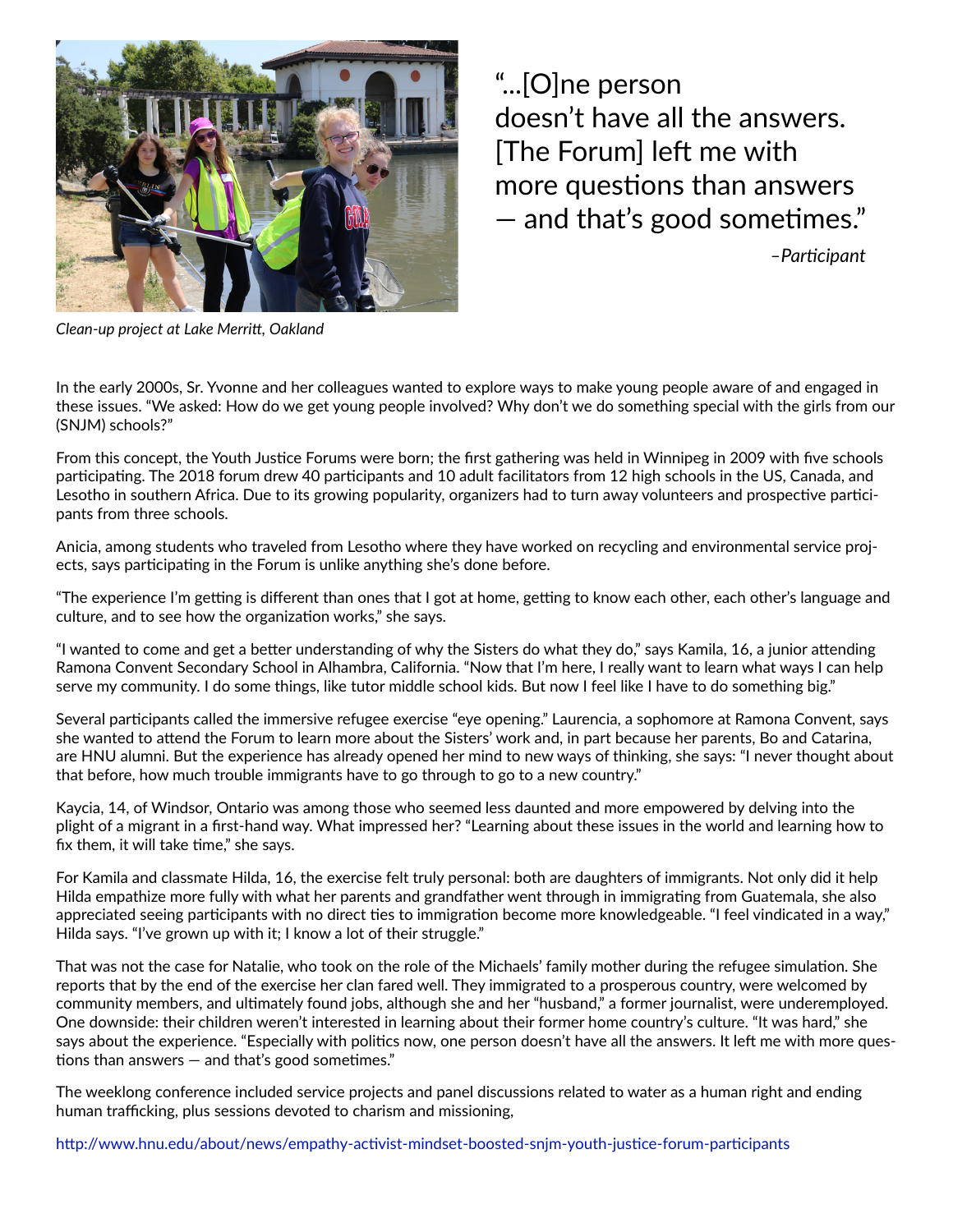Clean-up project at Lake Merritt, Oakland

> "...[O]ne person doesn't have all the answers. [The Forum] left me with more questions than answers — and that's good sometimes."
>
> *–Participant*

In the early 2000s, Sr. Yvonne and her colleagues wanted to explore ways to make young people aware of and engaged in these issues. "We asked: How do we get young people involved? Why don't we do something special with the girls from our (SNJM) schools?"

From this concept, the Youth Justice Forums were born; the first gathering was held in Winnipeg in 2009 with five schools participating. The 2018 forum drew 40 participants and 10 adult facilitators from 12 high schools in the US, Canada, and Lesotho in southern Africa. Due to its growing popularity, organizers had to turn away volunteers and prospective participants from three schools.

Anicia, among students who traveled from Lesotho where they have worked on recycling and environmental service projects, says participating in the Forum is unlike anything she's done before.

"The experience I'm getting is different than ones that I got at home, getting to know each other, each other's language and culture, and to see how the organization works," she says.

"I wanted to come and get a better understanding of why the Sisters do what they do," says Kamila, 16, a junior attending Ramona Convent Secondary School in Alhambra, California. "Now that I'm here, I really want to learn what ways I can help serve my community. I do some things, like tutor middle school kids. But now I feel like I have to do something big."

Several participants called the immersive refugee exercise "eye opening." Laurencia, a sophomore at Ramona Convent, says she wanted to attend the Forum to learn more about the Sisters' work and, in part because her parents, Bo and Catarina, are HNU alumni. But the experience has already opened her mind to new ways of thinking, she says: "I never thought about that before, how much trouble immigrants have to go through to go to a new country."

Kaycia, 14, of Windsor, Ontario was among those who seemed less daunted and more empowered by delving into the plight of a migrant in a first-hand way. What impressed her? "Learning about these issues in the world and learning how to fix them, it will take time," she says.

For Kamila and classmate Hilda, 16, the exercise felt truly personal: both are daughters of immigrants. Not only did it help Hilda empathize more fully with what her parents and grandfather went through in immigrating from Guatemala, she also appreciated seeing participants with no direct ties to immigration become more knowledgeable. "I feel vindicated in a way," Hilda says. "I've grown up with it; I know a lot of their struggle."

That was not the case for Natalie, who took on the role of the Michaels' family mother during the refugee simulation. She reports that by the end of the exercise her clan fared well. They immigrated to a prosperous country, were welcomed by community members, and ultimately found jobs, although she and her "husband," a former journalist, were underemployed. One downside: their children weren't interested in learning about their former home country's culture. "It was hard," she says about the experience. "Especially with politics now, one person doesn't have all the answers. It left me with more questions than answers — and that's good sometimes."

The weeklong conference included service projects and panel discussions related to water as a human right and ending human trafficking, plus sessions devoted to charism and missioning,

http://www.hnu.edu/about/news/empathy-activist-mindset-boosted-snjm-youth-justice-forum-participants